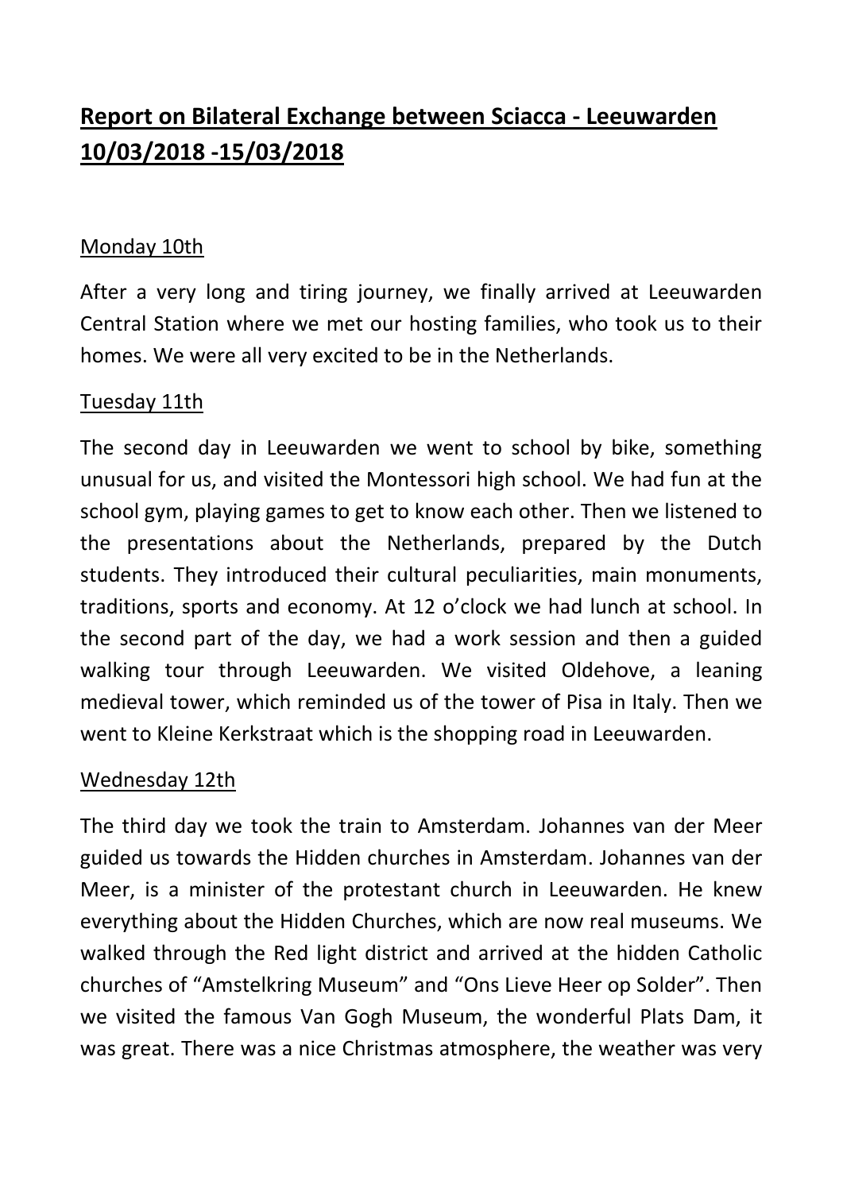# **Report on Bilateral Exchange between Sciacca - Leeuwarden 10/03/2018 -15/03/2018**

Monday 10th

After a very long and tiring journey, we finally arrived at Leeuwarden Central Station where we met our hosting families, who took us to their homes. We were all very excited to be in the Netherlands.

Tuesday 11th

The second day in Leeuwarden we went to school by bike, something unusual for us, and visited the Montessori high school. We had fun at the school gym, playing games to get to know each other. Then we listened to the presentations about the Netherlands, prepared by the Dutch students. They introduced their cultural peculiarities, main monuments, traditions, sports and economy. At 12 o'clock we had lunch at school. In the second part of the day, we had a work session and then a guided walking tour through Leeuwarden. We visited Oldehove, a leaning medieval tower, which reminded us of the tower of Pisa in Italy. Then we went to Kleine Kerkstraat which is the shopping road in Leeuwarden.

Wednesday 12th

The third day we took the train to Amsterdam. Johannes van der Meer guided us towards the Hidden churches in Amsterdam. Johannes van der Meer, is a minister of the protestant church in Leeuwarden. He knew everything about the Hidden Churches, which are now real museums. We walked through the Red light district and arrived at the hidden Catholic churches of "Amstelkring Museum" and "Ons Lieve Heer op Solder". Then we visited the famous Van Gogh Museum, the wonderful Plats Dam, it was great. There was a nice Christmas atmosphere, the weather was very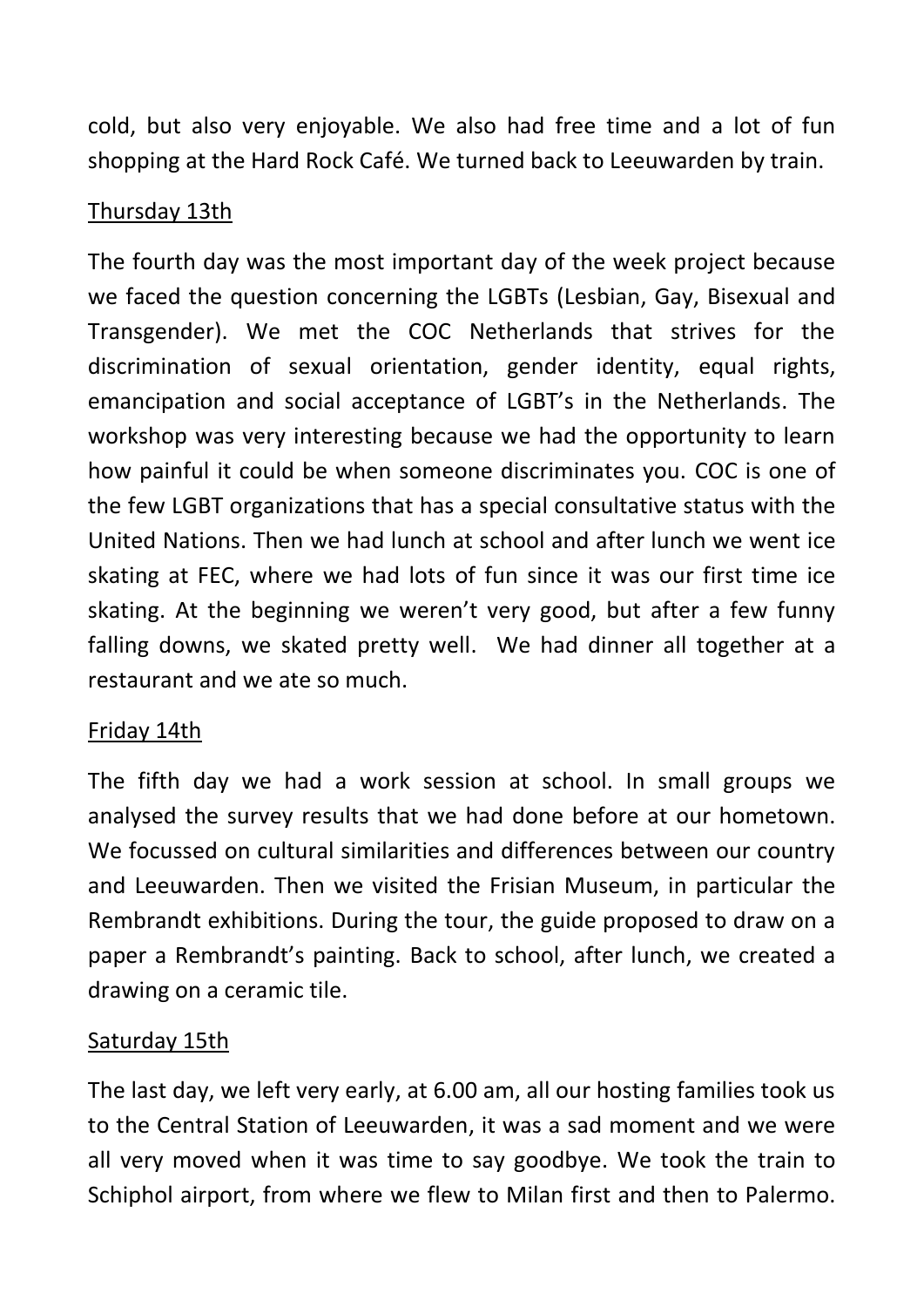cold, but also very enjoyable. We also had free time and a lot of fun shopping at the Hard Rock Café. We turned back to Leeuwarden by train.

<u>Thursday 13th</u>

The fourth day was the most important day of the week project because we faced the question concerning the LGBTs (Lesbian, Gay, Bisexual and Transgender). We met the COC Netherlands that strives for the discrimination of sexual orientation, gender identity, equal rights, emancipation and social acceptance of LGBT's in the Netherlands. The workshop was very interesting because we had the opportunity to learn how painful it could be when someone discriminates you. COC is one of the few LGBT organizations that has a special consultative status with the United Nations. Then we had lunch at school and after lunch we went ice skating at FEC, where we had lots of fun since it was our first time ice skating. At the beginning we weren't very good, but after a few funny falling downs, we skated pretty well. We had dinner all together at a restaurant and we ate so much.

<u>Friday 14th</u>

The fifth day we had a work session at school. In small groups we analysed the survey results that we had done before at our hometown. We focussed on cultural similarities and differences between our country and Leeuwarden. Then we visited the Frisian Museum, in particular the Rembrandt exhibitions. During the tour, the guide proposed to draw on a paper a Rembrandt's painting. Back to school, after lunch, we created a drawing on a ceramic tile.

<u>Saturday 15th</u>

The last day, we left very early, at 6.00 am, all our hosting families took us to the Central Station of Leeuwarden, it was a sad moment and we were all very moved when it was time to say goodbye. We took the train to Schiphol airport, from where we flew to Milan first and then to Palermo.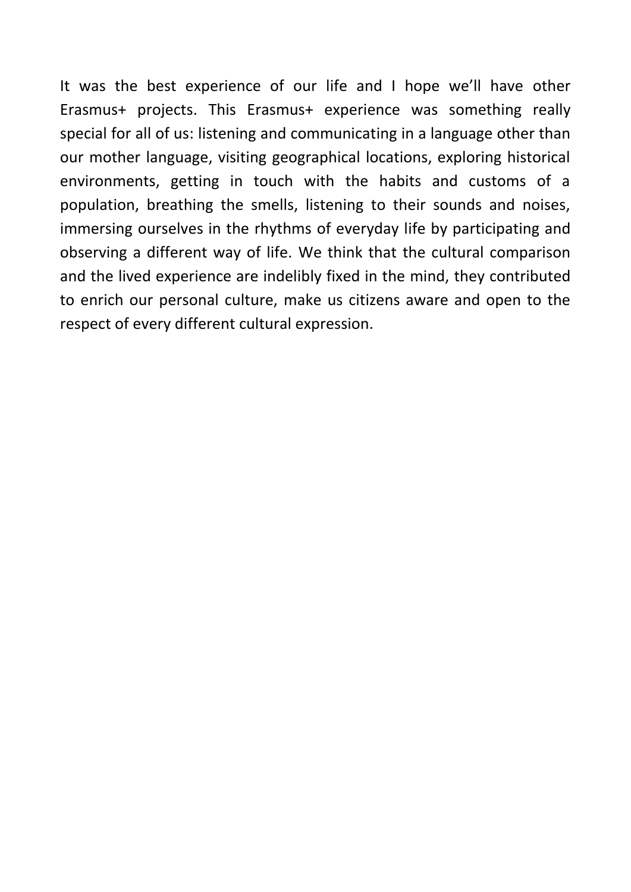It was the best experience of our life and I hope we'll have other Erasmus+ projects. This Erasmus+ experience was something really special for all of us: listening and communicating in a language other than our mother language, visiting geographical locations, exploring historical environments, getting in touch with the habits and customs of a population, breathing the smells, listening to their sounds and noises, immersing ourselves in the rhythms of everyday life by participating and observing a different way of life. We think that the cultural comparison and the lived experience are indelibly fixed in the mind, they contributed to enrich our personal culture, make us citizens aware and open to the respect of every different cultural expression.